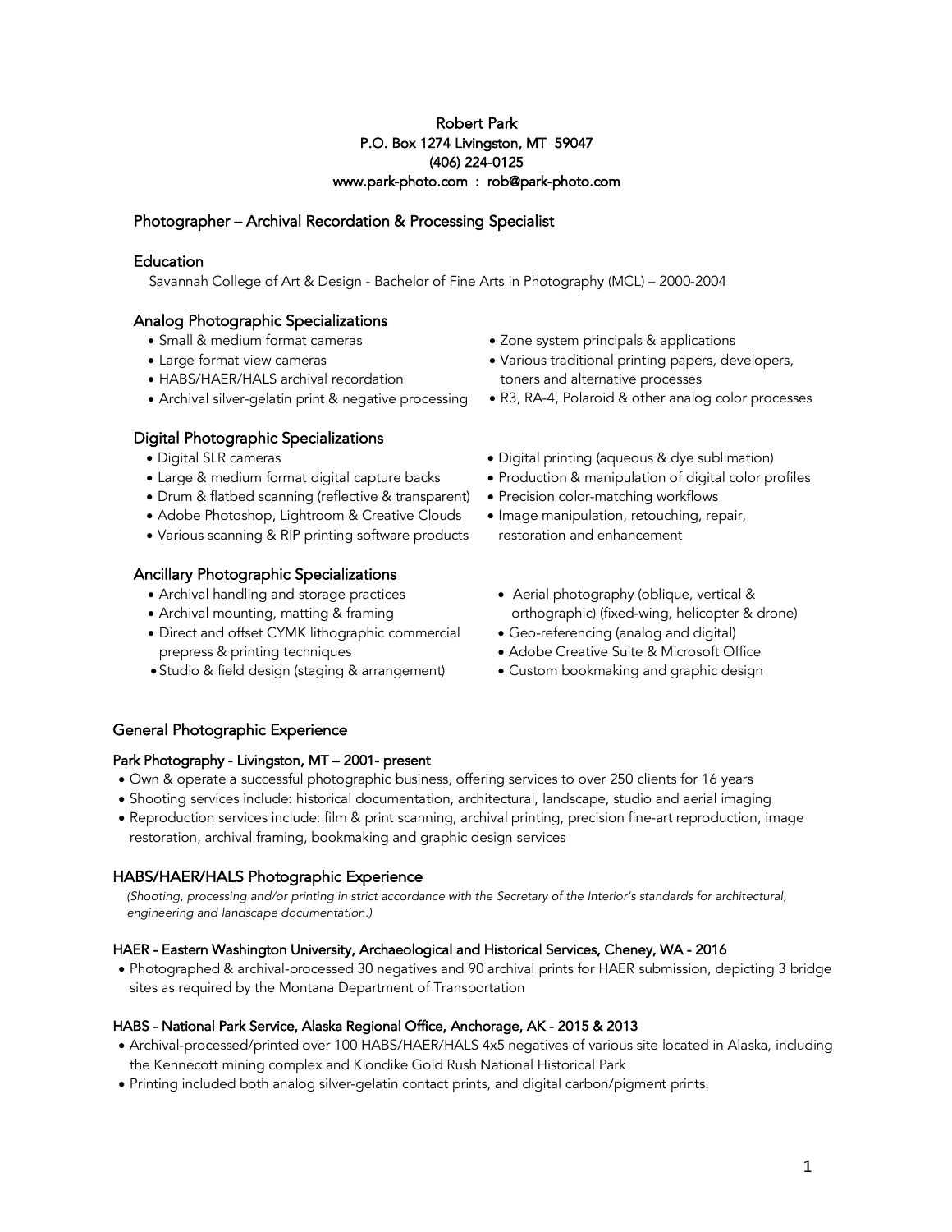# Robert Park

P.O. Box 1274 Livingston, MT 59047
(406) 224-0125
www.park-photo.com : rob@park-photo.com

## Photographer – Archival Recordation & Processing Specialist

### Education

Savannah College of Art & Design - Bachelor of Fine Arts in Photography (MCL) – 2000-2004

### Analog Photographic Specializations

- Small & medium format cameras
- Large format view cameras
- HABS/HAER/HALS archival recordation
- Archival silver-gelatin print & negative processing
- Zone system principals & applications
- Various traditional printing papers, developers, toners and alternative processes
- R3, RA-4, Polaroid & other analog color processes

### Digital Photographic Specializations

- Digital SLR cameras
- Large & medium format digital capture backs
- Drum & flatbed scanning (reflective & transparent)
- Adobe Photoshop, Lightroom & Creative Clouds
- Various scanning & RIP printing software products
- Digital printing (aqueous & dye sublimation)
- Production & manipulation of digital color profiles
- Precision color-matching workflows
- Image manipulation, retouching, repair, restoration and enhancement

### Ancillary Photographic Specializations

- Archival handling and storage practices
- Archival mounting, matting & framing
- Direct and offset CYMK lithographic commercial prepress & printing techniques
- Studio & field design (staging & arrangement)
- Aerial photography (oblique, vertical & orthographic) (fixed-wing, helicopter & drone)
- Geo-referencing (analog and digital)
- Adobe Creative Suite & Microsoft Office
- Custom bookmaking and graphic design

## General Photographic Experience

### Park Photography - Livingston, MT – 2001- present

- Own & operate a successful photographic business, offering services to over 250 clients for 16 years
- Shooting services include: historical documentation, architectural, landscape, studio and aerial imaging
- Reproduction services include: film & print scanning, archival printing, precision fine-art reproduction, image restoration, archival framing, bookmaking and graphic design services

## HABS/HAER/HALS Photographic Experience

*(Shooting, processing and/or printing in strict accordance with the Secretary of the Interior's standards for architectural, engineering and landscape documentation.)*

### HAER - Eastern Washington University, Archaeological and Historical Services, Cheney, WA - 2016

- Photographed & archival-processed 30 negatives and 90 archival prints for HAER submission, depicting 3 bridge sites as required by the Montana Department of Transportation

### HABS - National Park Service, Alaska Regional Office, Anchorage, AK - 2015 & 2013

- Archival-processed/printed over 100 HABS/HAER/HALS 4x5 negatives of various site located in Alaska, including the Kennecott mining complex and Klondike Gold Rush National Historical Park
- Printing included both analog silver-gelatin contact prints, and digital carbon/pigment prints.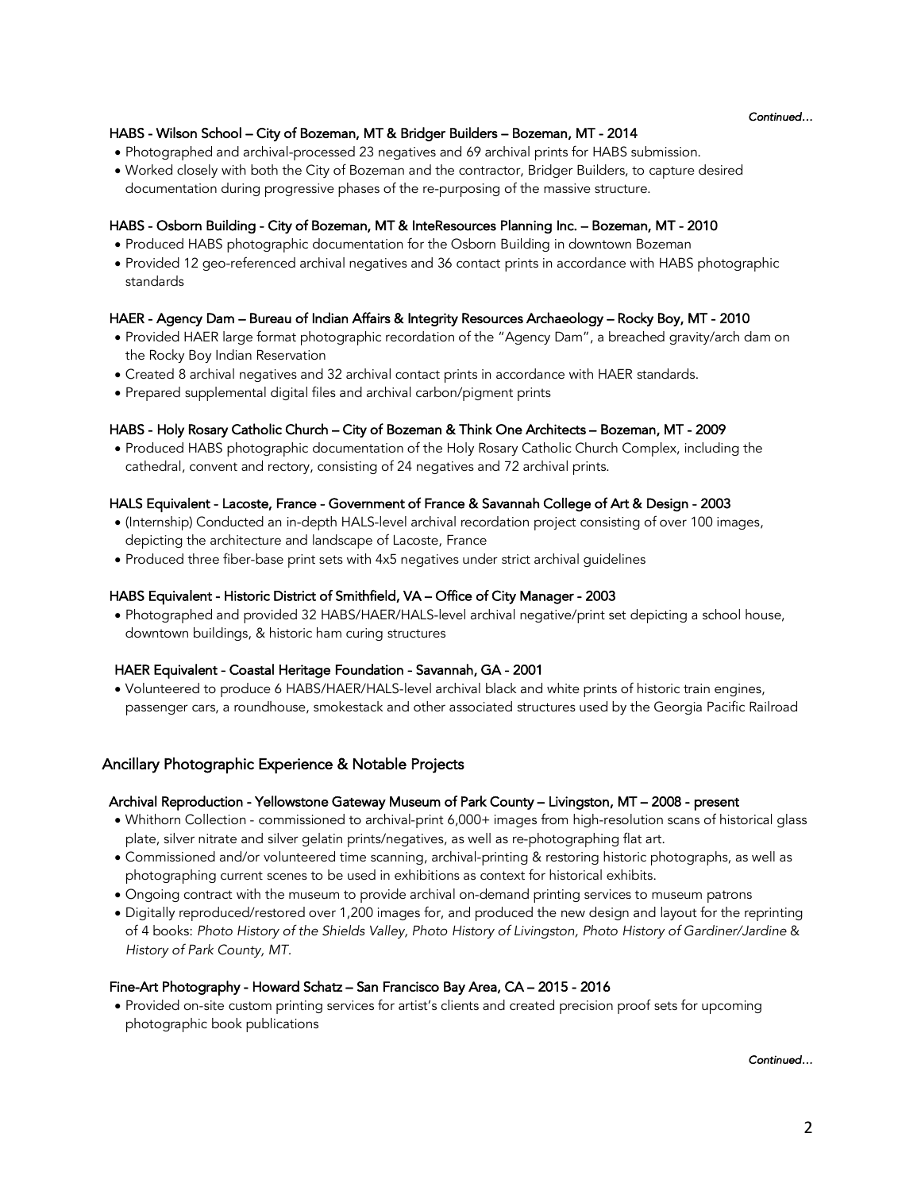*Continued…*

**HABS - Wilson School – City of Bozeman, MT & Bridger Builders – Bozeman, MT - 2014**

- Photographed and archival-processed 23 negatives and 69 archival prints for HABS submission.
- Worked closely with both the City of Bozeman and the contractor, Bridger Builders, to capture desired documentation during progressive phases of the re-purposing of the massive structure.

**HABS - Osborn Building - City of Bozeman, MT & InteResources Planning Inc. – Bozeman, MT - 2010**

- Produced HABS photographic documentation for the Osborn Building in downtown Bozeman
- Provided 12 geo-referenced archival negatives and 36 contact prints in accordance with HABS photographic standards

**HAER - Agency Dam – Bureau of Indian Affairs & Integrity Resources Archaeology – Rocky Boy, MT - 2010**

- Provided HAER large format photographic recordation of the "Agency Dam", a breached gravity/arch dam on the Rocky Boy Indian Reservation
- Created 8 archival negatives and 32 archival contact prints in accordance with HAER standards.
- Prepared supplemental digital files and archival carbon/pigment prints

**HABS - Holy Rosary Catholic Church – City of Bozeman & Think One Architects – Bozeman, MT - 2009**

- Produced HABS photographic documentation of the Holy Rosary Catholic Church Complex, including the cathedral, convent and rectory, consisting of 24 negatives and 72 archival prints.

**HALS Equivalent - Lacoste, France - Government of France & Savannah College of Art & Design - 2003**

- (Internship) Conducted an in-depth HALS-level archival recordation project consisting of over 100 images, depicting the architecture and landscape of Lacoste, France
- Produced three fiber-base print sets with 4x5 negatives under strict archival guidelines

**HABS Equivalent - Historic District of Smithfield, VA – Office of City Manager - 2003**

- Photographed and provided 32 HABS/HAER/HALS-level archival negative/print set depicting a school house, downtown buildings, & historic ham curing structures

**HAER Equivalent - Coastal Heritage Foundation - Savannah, GA - 2001**

- Volunteered to produce 6 HABS/HAER/HALS-level archival black and white prints of historic train engines, passenger cars, a roundhouse, smokestack and other associated structures used by the Georgia Pacific Railroad

## Ancillary Photographic Experience & Notable Projects

**Archival Reproduction - Yellowstone Gateway Museum of Park County – Livingston, MT – 2008 - present**

- Whithorn Collection - commissioned to archival-print 6,000+ images from high-resolution scans of historical glass plate, silver nitrate and silver gelatin prints/negatives, as well as re-photographing flat art.
- Commissioned and/or volunteered time scanning, archival-printing & restoring historic photographs, as well as photographing current scenes to be used in exhibitions as context for historical exhibits.
- Ongoing contract with the museum to provide archival on-demand printing services to museum patrons
- Digitally reproduced/restored over 1,200 images for, and produced the new design and layout for the reprinting of 4 books: *Photo History of the Shields Valley, Photo History of Livingston, Photo History of Gardiner/Jardine* & *History of Park County, MT.*

**Fine-Art Photography - Howard Schatz – San Francisco Bay Area, CA – 2015 - 2016**

- Provided on-site custom printing services for artist's clients and created precision proof sets for upcoming photographic book publications

*Continued…*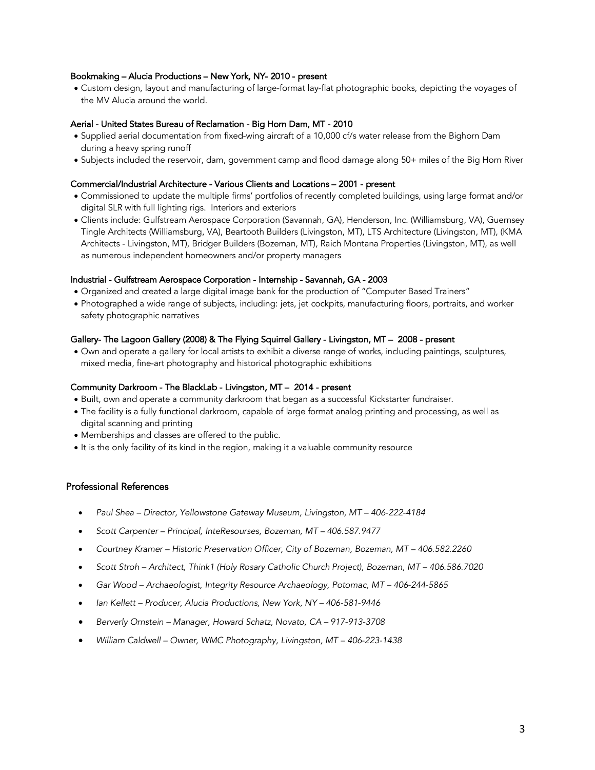**Bookmaking – Alucia Productions – New York, NY- 2010 - present**

- Custom design, layout and manufacturing of large-format lay-flat photographic books, depicting the voyages of the MV Alucia around the world.

**Aerial - United States Bureau of Reclamation - Big Horn Dam, MT - 2010**

- Supplied aerial documentation from fixed-wing aircraft of a 10,000 cf/s water release from the Bighorn Dam during a heavy spring runoff
- Subjects included the reservoir, dam, government camp and flood damage along 50+ miles of the Big Horn River

**Commercial/Industrial Architecture - Various Clients and Locations – 2001 - present**

- Commissioned to update the multiple firms' portfolios of recently completed buildings, using large format and/or digital SLR with full lighting rigs. Interiors and exteriors
- Clients include: Gulfstream Aerospace Corporation (Savannah, GA), Henderson, Inc. (Williamsburg, VA), Guernsey Tingle Architects (Williamsburg, VA), Beartooth Builders (Livingston, MT), LTS Architecture (Livingston, MT), (KMA Architects - Livingston, MT), Bridger Builders (Bozeman, MT), Raich Montana Properties (Livingston, MT), as well as numerous independent homeowners and/or property managers

**Industrial - Gulfstream Aerospace Corporation - Internship - Savannah, GA - 2003**

- Organized and created a large digital image bank for the production of "Computer Based Trainers"
- Photographed a wide range of subjects, including: jets, jet cockpits, manufacturing floors, portraits, and worker safety photographic narratives

**Gallery- The Lagoon Gallery (2008) & The Flying Squirrel Gallery - Livingston, MT – 2008 - present**

- Own and operate a gallery for local artists to exhibit a diverse range of works, including paintings, sculptures, mixed media, fine-art photography and historical photographic exhibitions

**Community Darkroom - The BlackLab - Livingston, MT – 2014 - present**

- Built, own and operate a community darkroom that began as a successful Kickstarter fundraiser.
- The facility is a fully functional darkroom, capable of large format analog printing and processing, as well as digital scanning and printing
- Memberships and classes are offered to the public.
- It is the only facility of its kind in the region, making it a valuable community resource

## Professional References

- *Paul Shea – Director, Yellowstone Gateway Museum, Livingston, MT – 406-222-4184*
- *Scott Carpenter – Principal, InteResourses, Bozeman, MT – 406.587.9477*
- *Courtney Kramer – Historic Preservation Officer, City of Bozeman, Bozeman, MT – 406.582.2260*
- *Scott Stroh – Architect, Think1 (Holy Rosary Catholic Church Project), Bozeman, MT – 406.586.7020*
- *Gar Wood – Archaeologist, Integrity Resource Archaeology, Potomac, MT – 406-244-5865*
- *Ian Kellett – Producer, Alucia Productions, New York, NY – 406-581-9446*
- *Berverly Ornstein – Manager, Howard Schatz, Novato, CA – 917-913-3708*
- *William Caldwell – Owner, WMC Photography, Livingston, MT – 406-223-1438*